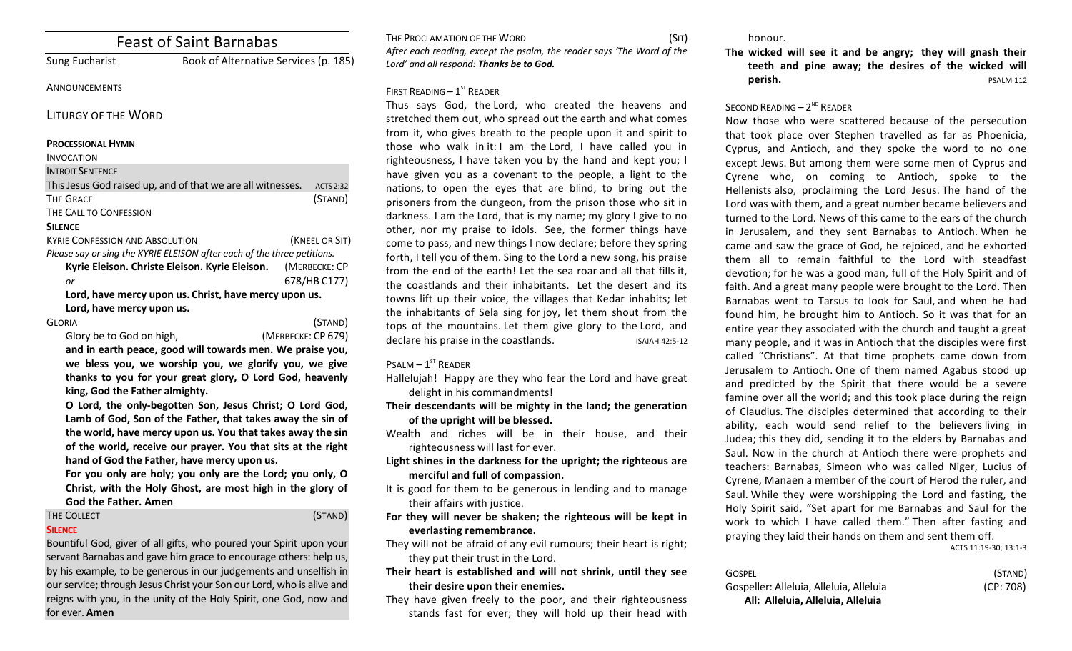# Feast of Saint Barnabas

Sung Eucharist — Book of Alternative Services (p. 185)

ANNOUNCEMENTS

## LITURGY OF THE WORD

**PROCESSIONAL HYMN**

INVOCATION

INTROIT SENTENCE

This Jesus God raised up, and of that we are all witnesses. ACTS 2:32

THE GRACE (STAND)

THE CALL TO CONFESSION

**SILENCE**

KYRIE CONFESSION AND ABSOLUTION (KNEEL OR SIT)

*Please say or sing the KYRIE ELEISON after each of the three petitions.*

**Kyrie Eleison. Christe Eleison. Kyrie Eleison.** (MERBECKE: CP 678/HB C177)

*or*

**Lord, have mercy upon us. Christ, have mercy upon us. Lord, have mercy upon us.**

GLORIA (STAND)

Glory be to God on high, (MERBECKE: CP 679)

**and in earth peace, good will towards men. We praise you, we bless you, we worship you, we glorify you, we give thanks to you for your great glory, O Lord God, heavenly king, God the Father almighty.**

**O Lord, the only-begotten Son, Jesus Christ; O Lord God, Lamb of God, Son of the Father, that takes away the sin of the world, have mercy upon us. You that takes away the sin of the world, receive our prayer. You that sits at the right hand of God the Father, have mercy upon us.**

**For you only are holy; you only are the Lord; you only, O Christ, with the Holy Ghost, are most high in the glory of God the Father. Amen**

THE COLLECT (STAND)

**SILENCE**

Bountiful God, giver of all gifts, who poured your Spirit upon your servant Barnabas and gave him grace to encourage others: help us, by his example, to be generous in our judgements and unselfish in our service; through Jesus Christ your Son our Lord, who is alive and reigns with you, in the unity of the Holy Spirit, one God, now and for ever. **Amen**

THE PROCLAMATION OF THE WORD (SIT)

*After each reading, except the psalm, the reader says 'The Word of the Lord' and all respond:* ***Thanks be to God.***

FIRST READING – 1ST READER

Thus says God, the Lord, who created the heavens and stretched them out, who spread out the earth and what comes from it, who gives breath to the people upon it and spirit to those who walk in it: I am the Lord, I have called you in righteousness, I have taken you by the hand and kept you; I have given you as a covenant to the people, a light to the nations, to open the eyes that are blind, to bring out the prisoners from the dungeon, from the prison those who sit in darkness. I am the Lord, that is my name; my glory I give to no other, nor my praise to idols. See, the former things have come to pass, and new things I now declare; before they spring forth, I tell you of them. Sing to the Lord a new song, his praise from the end of the earth! Let the sea roar and all that fills it, the coastlands and their inhabitants. Let the desert and its towns lift up their voice, the villages that Kedar inhabits; let the inhabitants of Sela sing for joy, let them shout from the tops of the mountains. Let them give glory to the Lord, and declare his praise in the coastlands. ISAIAH 42:5-12

PSALM – 1ST READER

Hallelujah! Happy are they who fear the Lord and have great delight in his commandments!

**Their descendants will be mighty in the land; the generation of the upright will be blessed.**

Wealth and riches will be in their house, and their righteousness will last for ever.

**Light shines in the darkness for the upright; the righteous are merciful and full of compassion.**

It is good for them to be generous in lending and to manage their affairs with justice.

**For they will never be shaken; the righteous will be kept in everlasting remembrance.**

They will not be afraid of any evil rumours; their heart is right; they put their trust in the Lord.

**Their heart is established and will not shrink, until they see their desire upon their enemies.**

They have given freely to the poor, and their righteousness stands fast for ever; they will hold up their head with honour.

**The wicked will see it and be angry; they will gnash their teeth and pine away; the desires of the wicked will perish.** PSALM 112

SECOND READING – 2ND READER

Now those who were scattered because of the persecution that took place over Stephen travelled as far as Phoenicia, Cyprus, and Antioch, and they spoke the word to no one except Jews. But among them were some men of Cyprus and Cyrene who, on coming to Antioch, spoke to the Hellenists also, proclaiming the Lord Jesus. The hand of the Lord was with them, and a great number became believers and turned to the Lord. News of this came to the ears of the church in Jerusalem, and they sent Barnabas to Antioch. When he came and saw the grace of God, he rejoiced, and he exhorted them all to remain faithful to the Lord with steadfast devotion; for he was a good man, full of the Holy Spirit and of faith. And a great many people were brought to the Lord. Then Barnabas went to Tarsus to look for Saul, and when he had found him, he brought him to Antioch. So it was that for an entire year they associated with the church and taught a great many people, and it was in Antioch that the disciples were first called "Christians". At that time prophets came down from Jerusalem to Antioch. One of them named Agabus stood up and predicted by the Spirit that there would be a severe famine over all the world; and this took place during the reign of Claudius. The disciples determined that according to their ability, each would send relief to the believers living in Judea; this they did, sending it to the elders by Barnabas and Saul. Now in the church at Antioch there were prophets and teachers: Barnabas, Simeon who was called Niger, Lucius of Cyrene, Manaen a member of the court of Herod the ruler, and Saul. While they were worshipping the Lord and fasting, the Holy Spirit said, "Set apart for me Barnabas and Saul for the work to which I have called them." Then after fasting and praying they laid their hands on them and sent them off. ACTS 11:19-30; 13:1-3

GOSPEL (STAND)

Gospeller: Alleluia, Alleluia, Alleluia (CP: 708)

**All: Alleluia, Alleluia, Alleluia**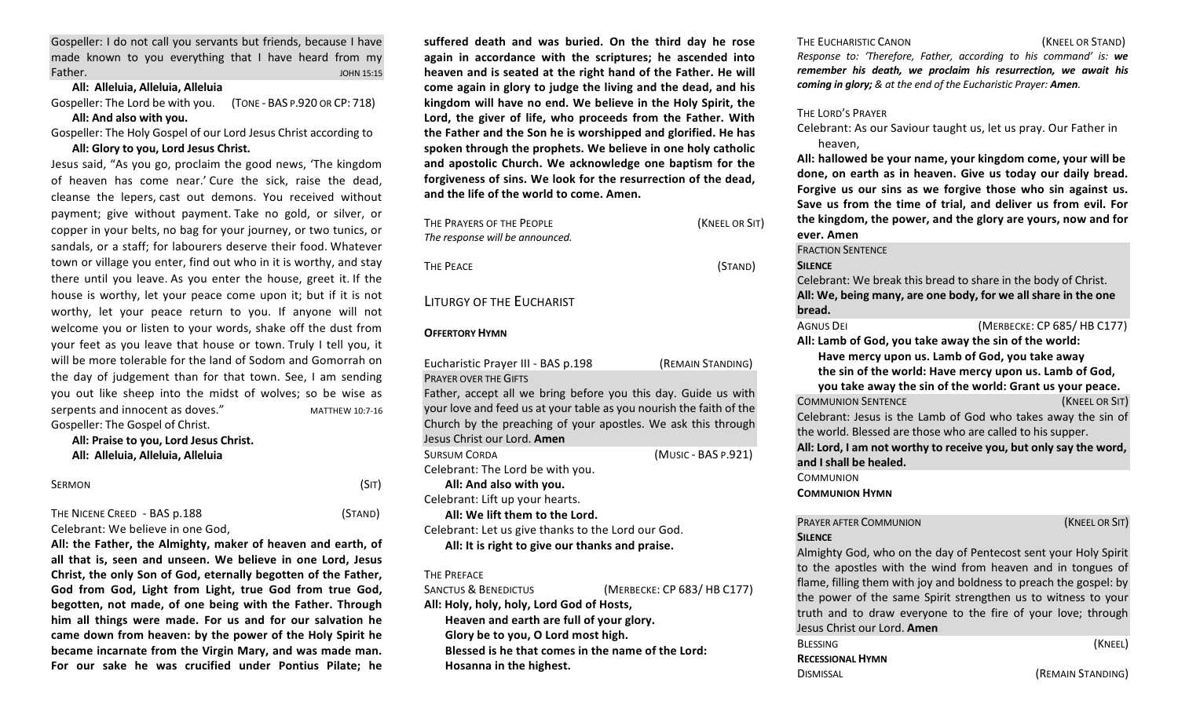Gospeller: I do not call you servants but friends, because I have made known to you everything that I have heard from my Father. JOHN 15:15

**All: Alleluia, Alleluia, Alleluia**

Gospeller: The Lord be with you. (TONE - BAS P.920 OR CP: 718)

**All: And also with you.**

Gospeller: The Holy Gospel of our Lord Jesus Christ according to

**All: Glory to you, Lord Jesus Christ.**

Jesus said, "As you go, proclaim the good news, 'The kingdom of heaven has come near.' Cure the sick, raise the dead, cleanse the lepers, cast out demons. You received without payment; give without payment. Take no gold, or silver, or copper in your belts, no bag for your journey, or two tunics, or sandals, or a staff; for labourers deserve their food. Whatever town or village you enter, find out who in it is worthy, and stay there until you leave. As you enter the house, greet it. If the house is worthy, let your peace come upon it; but if it is not worthy, let your peace return to you. If anyone will not welcome you or listen to your words, shake off the dust from your feet as you leave that house or town. Truly I tell you, it will be more tolerable for the land of Sodom and Gomorrah on the day of judgement than for that town. See, I am sending you out like sheep into the midst of wolves; so be wise as serpents and innocent as doves." MATTHEW 10:7-16

Gospeller: The Gospel of Christ.

**All: Praise to you, Lord Jesus Christ.**

**All: Alleluia, Alleluia, Alleluia**

SERMON (SIT)

THE NICENE CREED - BAS p.188 (STAND)

Celebrant: We believe in one God,

**All: the Father, the Almighty, maker of heaven and earth, of all that is, seen and unseen. We believe in one Lord, Jesus Christ, the only Son of God, eternally begotten of the Father, God from God, Light from Light, true God from true God, begotten, not made, of one being with the Father. Through him all things were made. For us and for our salvation he came down from heaven: by the power of the Holy Spirit he became incarnate from the Virgin Mary, and was made man. For our sake he was crucified under Pontius Pilate; he suffered death and was buried. On the third day he rose again in accordance with the scriptures; he ascended into heaven and is seated at the right hand of the Father. He will come again in glory to judge the living and the dead, and his kingdom will have no end. We believe in the Holy Spirit, the Lord, the giver of life, who proceeds from the Father. With the Father and the Son he is worshipped and glorified. He has spoken through the prophets. We believe in one holy catholic and apostolic Church. We acknowledge one baptism for the forgiveness of sins. We look for the resurrection of the dead, and the life of the world to come. Amen.**

THE PRAYERS OF THE PEOPLE (KNEEL OR SIT)

*The response will be announced.*

THE PEACE (STAND)

## LITURGY OF THE EUCHARIST

**OFFERTORY HYMN**

Eucharistic Prayer III - BAS p.198 (REMAIN STANDING)

PRAYER OVER THE GIFTS

Father, accept all we bring before you this day. Guide us with your love and feed us at your table as you nourish the faith of the Church by the preaching of your apostles. We ask this through Jesus Christ our Lord. **Amen**

SURSUM CORDA (MUSIC - BAS P.921)

Celebrant: The Lord be with you.

**All: And also with you.**

Celebrant: Lift up your hearts.

**All: We lift them to the Lord.**

Celebrant: Let us give thanks to the Lord our God.

**All: It is right to give our thanks and praise.**

THE PREFACE

SANCTUS & BENEDICTUS (MERBECKE: CP 683/ HB C177)

**All: Holy, holy, holy, Lord God of Hosts,**
**Heaven and earth are full of your glory.**
**Glory be to you, O Lord most high.**
**Blessed is he that comes in the name of the Lord:**
**Hosanna in the highest.**

THE EUCHARISTIC CANON (KNEEL OR STAND)

*Response to: 'Therefore, Father, according to his command' is:* ***we remember his death, we proclaim his resurrection, we await his coming in glory;*** *& at the end of the Eucharistic Prayer:* ***Amen.***

THE LORD'S PRAYER

Celebrant: As our Saviour taught us, let us pray. Our Father in heaven,

**All: hallowed be your name, your kingdom come, your will be done, on earth as in heaven. Give us today our daily bread. Forgive us our sins as we forgive those who sin against us. Save us from the time of trial, and deliver us from evil. For the kingdom, the power, and the glory are yours, now and for ever. Amen**

FRACTION SENTENCE

**SILENCE**

Celebrant: We break this bread to share in the body of Christ.

**All: We, being many, are one body, for we all share in the one bread.**

AGNUS DEI (MERBECKE: CP 685/ HB C177)

**All: Lamb of God, you take away the sin of the world:**
**Have mercy upon us. Lamb of God, you take away**
**the sin of the world: Have mercy upon us. Lamb of God,**
**you take away the sin of the world: Grant us your peace.**

COMMUNION SENTENCE (KNEEL OR SIT)

Celebrant: Jesus is the Lamb of God who takes away the sin of the world. Blessed are those who are called to his supper.

**All: Lord, I am not worthy to receive you, but only say the word, and I shall be healed.**

COMMUNION

**COMMUNION HYMN**

PRAYER AFTER COMMUNION (KNEEL OR SIT)

**SILENCE**

Almighty God, who on the day of Pentecost sent your Holy Spirit to the apostles with the wind from heaven and in tongues of flame, filling them with joy and boldness to preach the gospel: by the power of the same Spirit strengthen us to witness to your truth and to draw everyone to the fire of your love; through Jesus Christ our Lord. **Amen**

BLESSING (KNEEL)

**RECESSIONAL HYMN**

DISMISSAL (REMAIN STANDING)